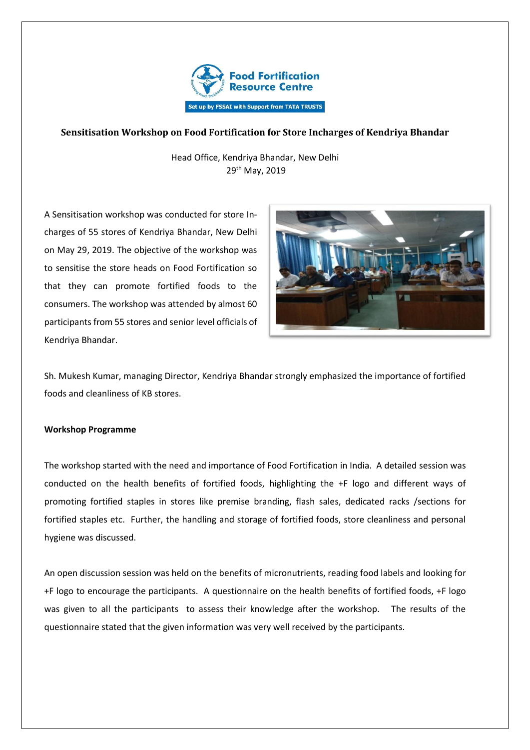Food Fortification Resource Centre

Set up by FSSAI with Support from TATA TRUSTS

## Sensitisation Workshop on Food Fortification for Store Incharges of Kendriya Bhandar

Head Office, Kendriya Bhandar, New Delhi
29th May, 2019

A Sensitisation workshop was conducted for store In-charges of 55 stores of Kendriya Bhandar, New Delhi on May 29, 2019. The objective of the workshop was to sensitise the store heads on Food Fortification so that they can promote fortified foods to the consumers. The workshop was attended by almost 60 participants from 55 stores and senior level officials of Kendriya Bhandar.

Sh. Mukesh Kumar, managing Director, Kendriya Bhandar strongly emphasized the importance of fortified foods and cleanliness of KB stores.

**Workshop Programme**

The workshop started with the need and importance of Food Fortification in India. A detailed session was conducted on the health benefits of fortified foods, highlighting the +F logo and different ways of promoting fortified staples in stores like premise branding, flash sales, dedicated racks /sections for fortified staples etc. Further, the handling and storage of fortified foods, store cleanliness and personal hygiene was discussed.

An open discussion session was held on the benefits of micronutrients, reading food labels and looking for +F logo to encourage the participants. A questionnaire on the health benefits of fortified foods, +F logo was given to all the participants to assess their knowledge after the workshop. The results of the questionnaire stated that the given information was very well received by the participants.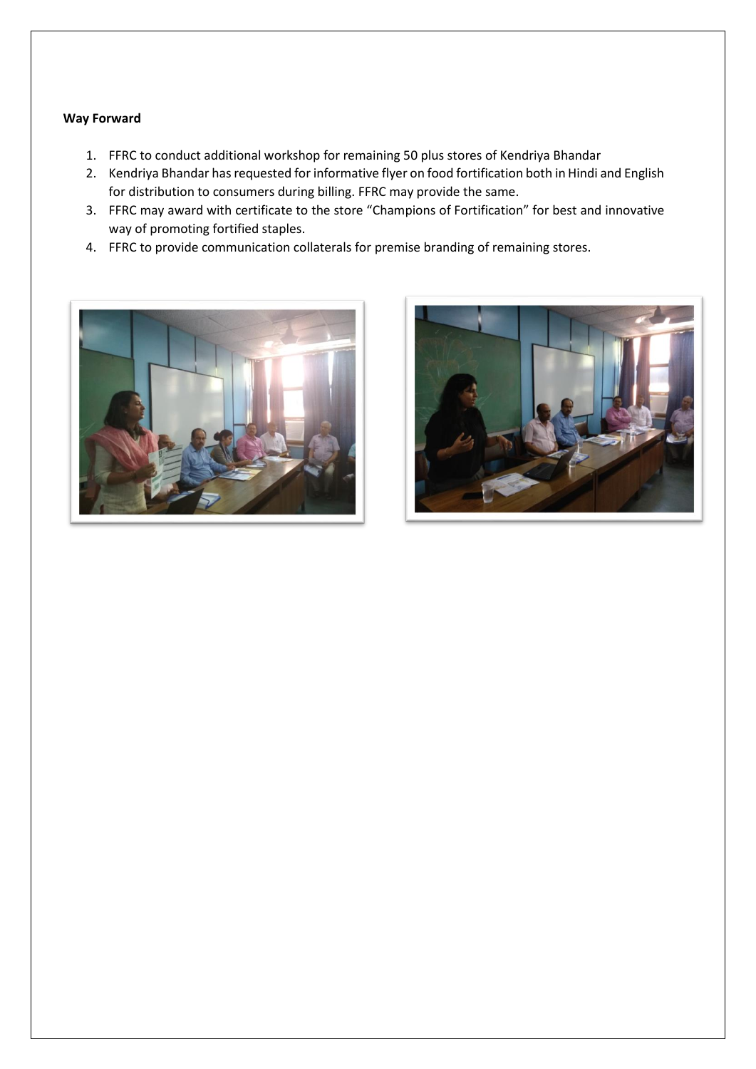**Way Forward**

1. FFRC to conduct additional workshop for remaining 50 plus stores of Kendriya Bhandar
2. Kendriya Bhandar has requested for informative flyer on food fortification both in Hindi and English for distribution to consumers during billing. FFRC may provide the same.
3. FFRC may award with certificate to the store “Champions of Fortification” for best and innovative way of promoting fortified staples.
4. FFRC to provide communication collaterals for premise branding of remaining stores.